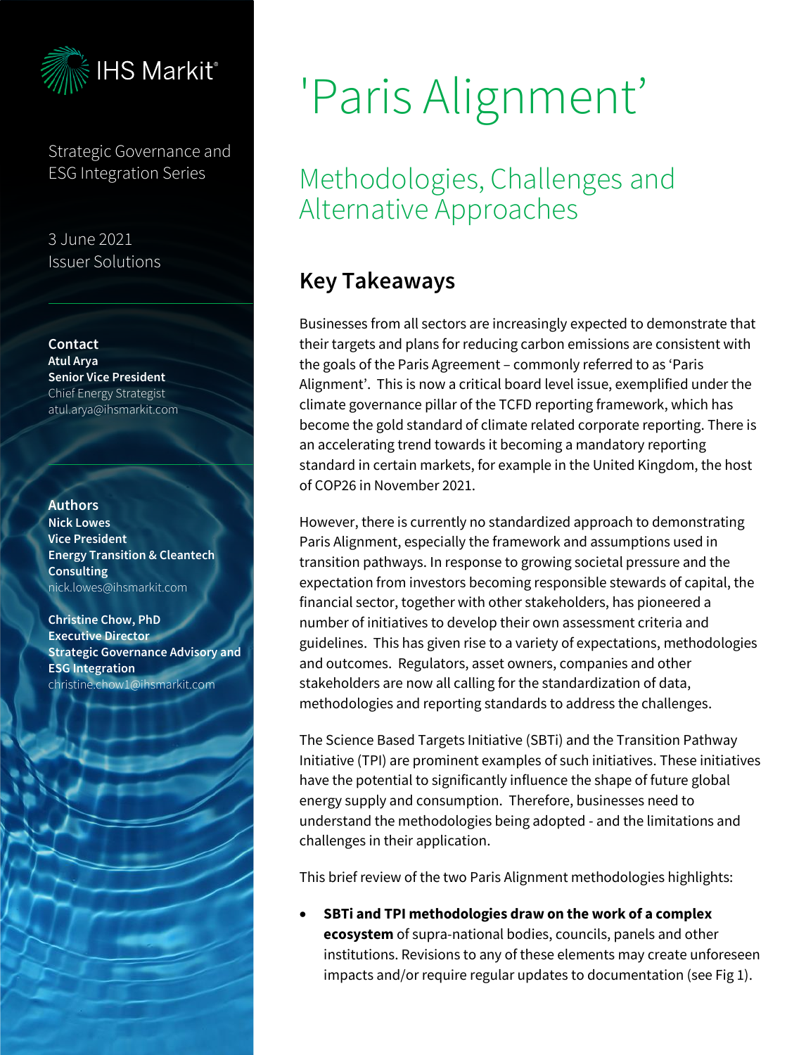IHS Markit®

Strategic Governance and ESG Integration Series

3 June 2021
Issuer Solutions

**Contact**
**Atul Arya**
**Senior Vice President**
Chief Energy Strategist
atul.arya@ihsmarkit.com

**Authors**
**Nick Lowes**
**Vice President**
**Energy Transition & Cleantech Consulting**
nick.lowes@ihsmarkit.com

**Christine Chow, PhD**
**Executive Director**
**Strategic Governance Advisory and ESG Integration**
christine.chow1@ihsmarkit.com

# 'Paris Alignment'

## Methodologies, Challenges and Alternative Approaches

### Key Takeaways

Businesses from all sectors are increasingly expected to demonstrate that their targets and plans for reducing carbon emissions are consistent with the goals of the Paris Agreement – commonly referred to as 'Paris Alignment'. This is now a critical board level issue, exemplified under the climate governance pillar of the TCFD reporting framework, which has become the gold standard of climate related corporate reporting. There is an accelerating trend towards it becoming a mandatory reporting standard in certain markets, for example in the United Kingdom, the host of COP26 in November 2021.

However, there is currently no standardized approach to demonstrating Paris Alignment, especially the framework and assumptions used in transition pathways. In response to growing societal pressure and the expectation from investors becoming responsible stewards of capital, the financial sector, together with other stakeholders, has pioneered a number of initiatives to develop their own assessment criteria and guidelines. This has given rise to a variety of expectations, methodologies and outcomes. Regulators, asset owners, companies and other stakeholders are now all calling for the standardization of data, methodologies and reporting standards to address the challenges.

The Science Based Targets Initiative (SBTi) and the Transition Pathway Initiative (TPI) are prominent examples of such initiatives. These initiatives have the potential to significantly influence the shape of future global energy supply and consumption. Therefore, businesses need to understand the methodologies being adopted - and the limitations and challenges in their application.

This brief review of the two Paris Alignment methodologies highlights:

- **SBTi and TPI methodologies draw on the work of a complex ecosystem** of supra-national bodies, councils, panels and other institutions. Revisions to any of these elements may create unforeseen impacts and/or require regular updates to documentation (see Fig 1).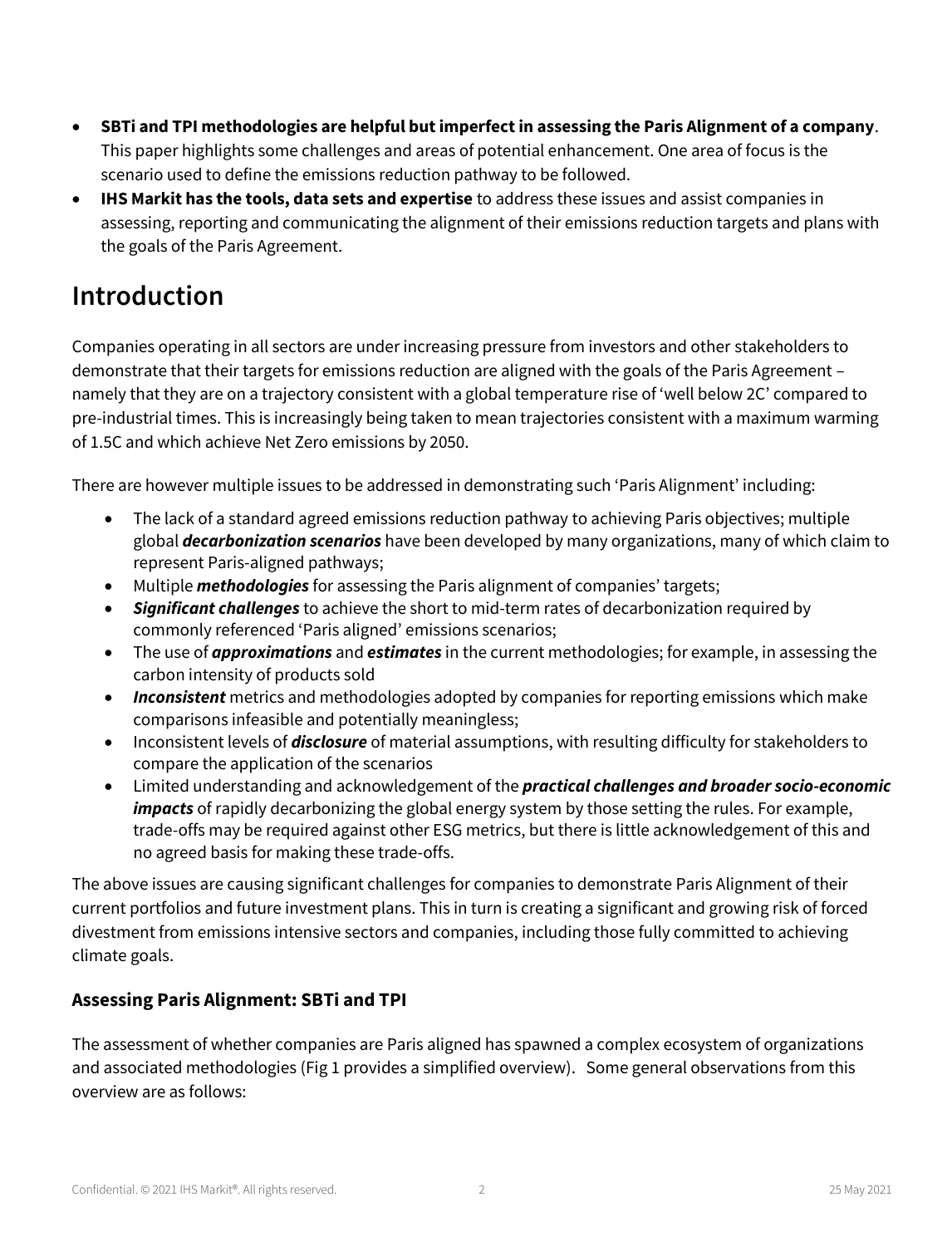- **SBTi and TPI methodologies are helpful but imperfect in assessing the Paris Alignment of a company**. This paper highlights some challenges and areas of potential enhancement. One area of focus is the scenario used to define the emissions reduction pathway to be followed.
- **IHS Markit has the tools, data sets and expertise** to address these issues and assist companies in assessing, reporting and communicating the alignment of their emissions reduction targets and plans with the goals of the Paris Agreement.

# Introduction

Companies operating in all sectors are under increasing pressure from investors and other stakeholders to demonstrate that their targets for emissions reduction are aligned with the goals of the Paris Agreement – namely that they are on a trajectory consistent with a global temperature rise of 'well below 2C' compared to pre-industrial times. This is increasingly being taken to mean trajectories consistent with a maximum warming of 1.5C and which achieve Net Zero emissions by 2050.

There are however multiple issues to be addressed in demonstrating such 'Paris Alignment' including:

- The lack of a standard agreed emissions reduction pathway to achieving Paris objectives; multiple global ***decarbonization scenarios*** have been developed by many organizations, many of which claim to represent Paris-aligned pathways;
- Multiple ***methodologies*** for assessing the Paris alignment of companies' targets;
- ***Significant challenges*** to achieve the short to mid-term rates of decarbonization required by commonly referenced 'Paris aligned' emissions scenarios;
- The use of ***approximations*** and ***estimates*** in the current methodologies; for example, in assessing the carbon intensity of products sold
- ***Inconsistent*** metrics and methodologies adopted by companies for reporting emissions which make comparisons infeasible and potentially meaningless;
- Inconsistent levels of ***disclosure*** of material assumptions, with resulting difficulty for stakeholders to compare the application of the scenarios
- Limited understanding and acknowledgement of the ***practical challenges and broader socio-economic impacts*** of rapidly decarbonizing the global energy system by those setting the rules. For example, trade-offs may be required against other ESG metrics, but there is little acknowledgement of this and no agreed basis for making these trade-offs.

The above issues are causing significant challenges for companies to demonstrate Paris Alignment of their current portfolios and future investment plans. This in turn is creating a significant and growing risk of forced divestment from emissions intensive sectors and companies, including those fully committed to achieving climate goals.

### Assessing Paris Alignment: SBTi and TPI

The assessment of whether companies are Paris aligned has spawned a complex ecosystem of organizations and associated methodologies (Fig 1 provides a simplified overview). Some general observations from this overview are as follows: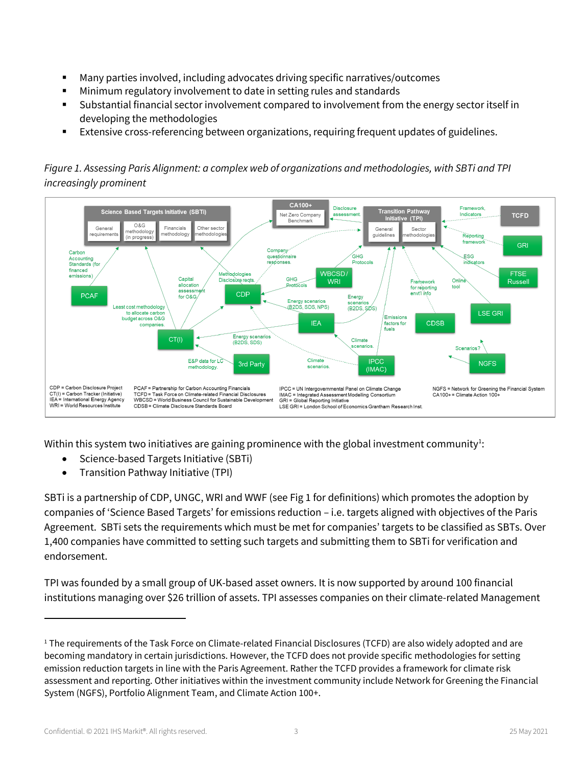- Many parties involved, including advocates driving specific narratives/outcomes
- Minimum regulatory involvement to date in setting rules and standards
- Substantial financial sector involvement compared to involvement from the energy sector itself in developing the methodologies
- Extensive cross-referencing between organizations, requiring frequent updates of guidelines.

*Figure 1. Assessing Paris Alignment: a complex web of organizations and methodologies, with SBTi and TPI increasingly prominent*

CDP = Carbon Disclosure Project
CT(I) = Carbon Tracker (Initiative)
IEA = International Energy Agency
WRI = World Resources Institute
PCAF = Partnership for Carbon Accounting Financials
TCFD = Task Force on Climate-related Financial Disclosures
WBCSD = World Business Council for Sustainable Development
CDSB = Climate Disclosure Standards Board
IPCC = UN Intergovernmental Panel on Climate Change
IMAC = Integrated Assessment Modelling Consortium
GRI = Global Reporting Initiative
LSE GRI = London School of Economics Grantham Research Inst.
NGFS = Network for Greening the Financial System
CA100+ = Climate Action 100+

Within this system two initiatives are gaining prominence with the global investment community[1]:

- Science-based Targets Initiative (SBTi)
- Transition Pathway Initiative (TPI)

SBTi is a partnership of CDP, UNGC, WRI and WWF (see Fig 1 for definitions) which promotes the adoption by companies of 'Science Based Targets' for emissions reduction – i.e. targets aligned with objectives of the Paris Agreement. SBTi sets the requirements which must be met for companies' targets to be classified as SBTs. Over 1,400 companies have committed to setting such targets and submitting them to SBTi for verification and endorsement.

TPI was founded by a small group of UK-based asset owners. It is now supported by around 100 financial institutions managing over $26 trillion of assets. TPI assesses companies on their climate-related Management

[1] The requirements of the Task Force on Climate-related Financial Disclosures (TCFD) are also widely adopted and are becoming mandatory in certain jurisdictions. However, the TCFD does not provide specific methodologies for setting emission reduction targets in line with the Paris Agreement. Rather the TCFD provides a framework for climate risk assessment and reporting. Other initiatives within the investment community include Network for Greening the Financial System (NGFS), Portfolio Alignment Team, and Climate Action 100+.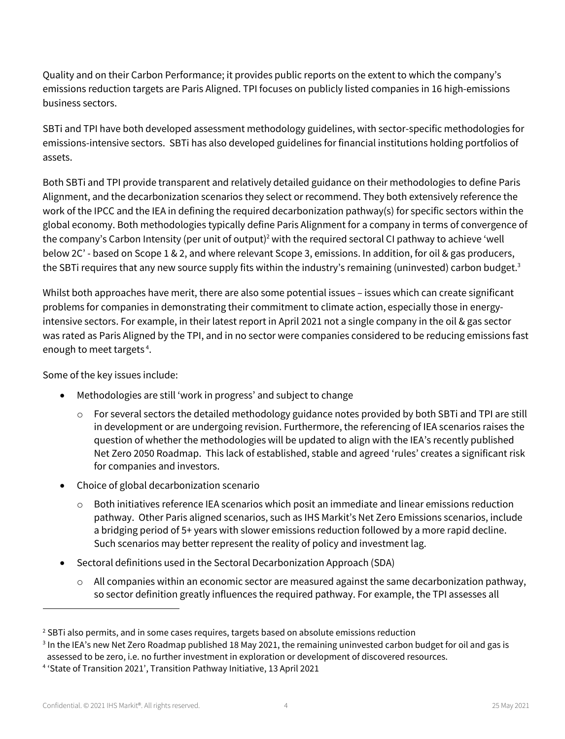Quality and on their Carbon Performance; it provides public reports on the extent to which the company's emissions reduction targets are Paris Aligned. TPI focuses on publicly listed companies in 16 high-emissions business sectors.

SBTi and TPI have both developed assessment methodology guidelines, with sector-specific methodologies for emissions-intensive sectors. SBTi has also developed guidelines for financial institutions holding portfolios of assets.

Both SBTi and TPI provide transparent and relatively detailed guidance on their methodologies to define Paris Alignment, and the decarbonization scenarios they select or recommend. They both extensively reference the work of the IPCC and the IEA in defining the required decarbonization pathway(s) for specific sectors within the global economy. Both methodologies typically define Paris Alignment for a company in terms of convergence of the company's Carbon Intensity (per unit of output)[2] with the required sectoral CI pathway to achieve 'well below 2C' - based on Scope 1 & 2, and where relevant Scope 3, emissions. In addition, for oil & gas producers, the SBTi requires that any new source supply fits within the industry's remaining (uninvested) carbon budget.[3]

Whilst both approaches have merit, there are also some potential issues – issues which can create significant problems for companies in demonstrating their commitment to climate action, especially those in energy-intensive sectors. For example, in their latest report in April 2021 not a single company in the oil & gas sector was rated as Paris Aligned by the TPI, and in no sector were companies considered to be reducing emissions fast enough to meet targets[4].

Some of the key issues include:

- Methodologies are still 'work in progress' and subject to change
  - For several sectors the detailed methodology guidance notes provided by both SBTi and TPI are still in development or are undergoing revision. Furthermore, the referencing of IEA scenarios raises the question of whether the methodologies will be updated to align with the IEA's recently published Net Zero 2050 Roadmap. This lack of established, stable and agreed 'rules' creates a significant risk for companies and investors.
- Choice of global decarbonization scenario
  - Both initiatives reference IEA scenarios which posit an immediate and linear emissions reduction pathway. Other Paris aligned scenarios, such as IHS Markit's Net Zero Emissions scenarios, include a bridging period of 5+ years with slower emissions reduction followed by a more rapid decline. Such scenarios may better represent the reality of policy and investment lag.
- Sectoral definitions used in the Sectoral Decarbonization Approach (SDA)
  - All companies within an economic sector are measured against the same decarbonization pathway, so sector definition greatly influences the required pathway. For example, the TPI assesses all

---

[2] SBTi also permits, and in some cases requires, targets based on absolute emissions reduction

[3] In the IEA's new Net Zero Roadmap published 18 May 2021, the remaining uninvested carbon budget for oil and gas is assessed to be zero, i.e. no further investment in exploration or development of discovered resources.

[4] 'State of Transition 2021', Transition Pathway Initiative, 13 April 2021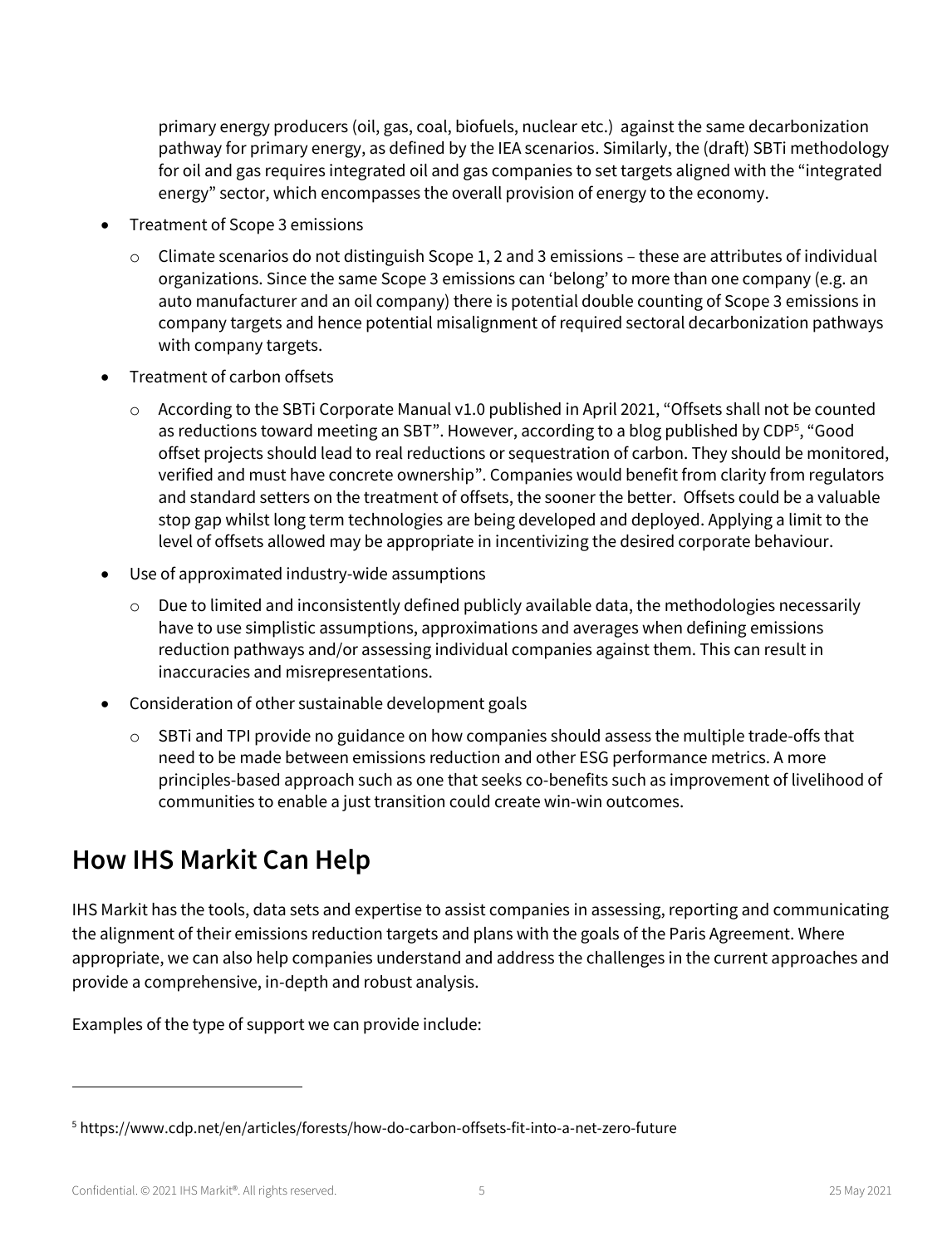primary energy producers (oil, gas, coal, biofuels, nuclear etc.) against the same decarbonization pathway for primary energy, as defined by the IEA scenarios. Similarly, the (draft) SBTi methodology for oil and gas requires integrated oil and gas companies to set targets aligned with the "integrated energy" sector, which encompasses the overall provision of energy to the economy.

- Treatment of Scope 3 emissions
  - Climate scenarios do not distinguish Scope 1, 2 and 3 emissions – these are attributes of individual organizations. Since the same Scope 3 emissions can 'belong' to more than one company (e.g. an auto manufacturer and an oil company) there is potential double counting of Scope 3 emissions in company targets and hence potential misalignment of required sectoral decarbonization pathways with company targets.
- Treatment of carbon offsets
  - According to the SBTi Corporate Manual v1.0 published in April 2021, "Offsets shall not be counted as reductions toward meeting an SBT". However, according to a blog published by CDP[5], "Good offset projects should lead to real reductions or sequestration of carbon. They should be monitored, verified and must have concrete ownership". Companies would benefit from clarity from regulators and standard setters on the treatment of offsets, the sooner the better. Offsets could be a valuable stop gap whilst long term technologies are being developed and deployed. Applying a limit to the level of offsets allowed may be appropriate in incentivizing the desired corporate behaviour.
- Use of approximated industry-wide assumptions
  - Due to limited and inconsistently defined publicly available data, the methodologies necessarily have to use simplistic assumptions, approximations and averages when defining emissions reduction pathways and/or assessing individual companies against them. This can result in inaccuracies and misrepresentations.
- Consideration of other sustainable development goals
  - SBTi and TPI provide no guidance on how companies should assess the multiple trade-offs that need to be made between emissions reduction and other ESG performance metrics. A more principles-based approach such as one that seeks co-benefits such as improvement of livelihood of communities to enable a just transition could create win-win outcomes.

## How IHS Markit Can Help

IHS Markit has the tools, data sets and expertise to assist companies in assessing, reporting and communicating the alignment of their emissions reduction targets and plans with the goals of the Paris Agreement. Where appropriate, we can also help companies understand and address the challenges in the current approaches and provide a comprehensive, in-depth and robust analysis.

Examples of the type of support we can provide include:

---

[5] https://www.cdp.net/en/articles/forests/how-do-carbon-offsets-fit-into-a-net-zero-future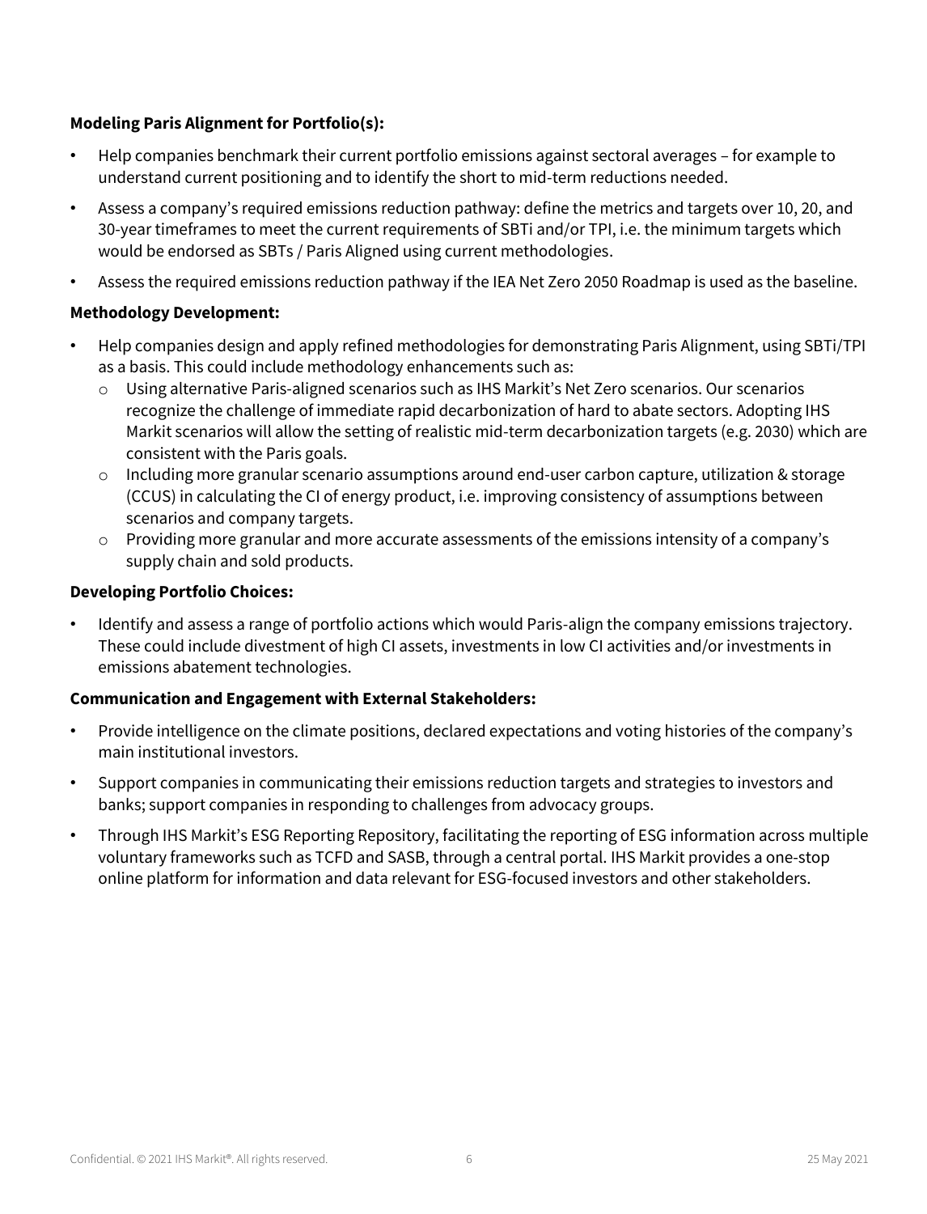**Modeling Paris Alignment for Portfolio(s):**

- Help companies benchmark their current portfolio emissions against sectoral averages – for example to understand current positioning and to identify the short to mid-term reductions needed.
- Assess a company's required emissions reduction pathway: define the metrics and targets over 10, 20, and 30-year timeframes to meet the current requirements of SBTi and/or TPI, i.e. the minimum targets which would be endorsed as SBTs / Paris Aligned using current methodologies.
- Assess the required emissions reduction pathway if the IEA Net Zero 2050 Roadmap is used as the baseline.

**Methodology Development:**

- Help companies design and apply refined methodologies for demonstrating Paris Alignment, using SBTi/TPI as a basis. This could include methodology enhancements such as:
  - Using alternative Paris-aligned scenarios such as IHS Markit's Net Zero scenarios. Our scenarios recognize the challenge of immediate rapid decarbonization of hard to abate sectors. Adopting IHS Markit scenarios will allow the setting of realistic mid-term decarbonization targets (e.g. 2030) which are consistent with the Paris goals.
  - Including more granular scenario assumptions around end-user carbon capture, utilization & storage (CCUS) in calculating the CI of energy product, i.e. improving consistency of assumptions between scenarios and company targets.
  - Providing more granular and more accurate assessments of the emissions intensity of a company's supply chain and sold products.

**Developing Portfolio Choices:**

- Identify and assess a range of portfolio actions which would Paris-align the company emissions trajectory. These could include divestment of high CI assets, investments in low CI activities and/or investments in emissions abatement technologies.

**Communication and Engagement with External Stakeholders:**

- Provide intelligence on the climate positions, declared expectations and voting histories of the company's main institutional investors.
- Support companies in communicating their emissions reduction targets and strategies to investors and banks; support companies in responding to challenges from advocacy groups.
- Through IHS Markit's ESG Reporting Repository, facilitating the reporting of ESG information across multiple voluntary frameworks such as TCFD and SASB, through a central portal. IHS Markit provides a one-stop online platform for information and data relevant for ESG-focused investors and other stakeholders.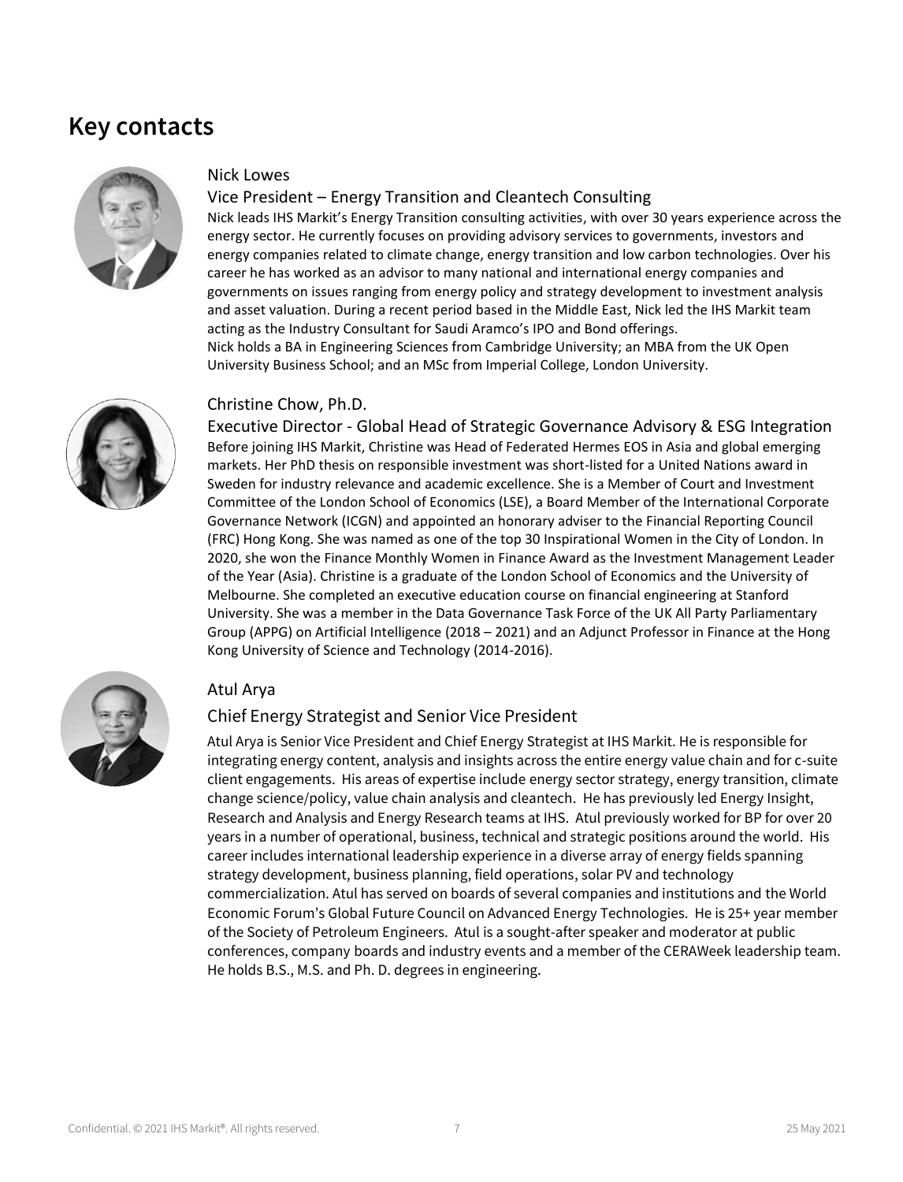# Key contacts

### Nick Lowes

### Vice President – Energy Transition and Cleantech Consulting

Nick leads IHS Markit's Energy Transition consulting activities, with over 30 years experience across the energy sector. He currently focuses on providing advisory services to governments, investors and energy companies related to climate change, energy transition and low carbon technologies. Over his career he has worked as an advisor to many national and international energy companies and governments on issues ranging from energy policy and strategy development to investment analysis and asset valuation. During a recent period based in the Middle East, Nick led the IHS Markit team acting as the Industry Consultant for Saudi Aramco's IPO and Bond offerings.

Nick holds a BA in Engineering Sciences from Cambridge University; an MBA from the UK Open University Business School; and an MSc from Imperial College, London University.

### Christine Chow, Ph.D.

### Executive Director - Global Head of Strategic Governance Advisory & ESG Integration

Before joining IHS Markit, Christine was Head of Federated Hermes EOS in Asia and global emerging markets. Her PhD thesis on responsible investment was short-listed for a United Nations award in Sweden for industry relevance and academic excellence. She is a Member of Court and Investment Committee of the London School of Economics (LSE), a Board Member of the International Corporate Governance Network (ICGN) and appointed an honorary adviser to the Financial Reporting Council (FRC) Hong Kong. She was named as one of the top 30 Inspirational Women in the City of London. In 2020, she won the Finance Monthly Women in Finance Award as the Investment Management Leader of the Year (Asia). Christine is a graduate of the London School of Economics and the University of Melbourne. She completed an executive education course on financial engineering at Stanford University. She was a member in the Data Governance Task Force of the UK All Party Parliamentary Group (APPG) on Artificial Intelligence (2018 – 2021) and an Adjunct Professor in Finance at the Hong Kong University of Science and Technology (2014-2016).

### Atul Arya

### Chief Energy Strategist and Senior Vice President

Atul Arya is Senior Vice President and Chief Energy Strategist at IHS Markit. He is responsible for integrating energy content, analysis and insights across the entire energy value chain and for c-suite client engagements. His areas of expertise include energy sector strategy, energy transition, climate change science/policy, value chain analysis and cleantech. He has previously led Energy Insight, Research and Analysis and Energy Research teams at IHS. Atul previously worked for BP for over 20 years in a number of operational, business, technical and strategic positions around the world. His career includes international leadership experience in a diverse array of energy fields spanning strategy development, business planning, field operations, solar PV and technology commercialization. Atul has served on boards of several companies and institutions and the World Economic Forum's Global Future Council on Advanced Energy Technologies. He is 25+ year member of the Society of Petroleum Engineers. Atul is a sought-after speaker and moderator at public conferences, company boards and industry events and a member of the CERAWeek leadership team. He holds B.S., M.S. and Ph. D. degrees in engineering.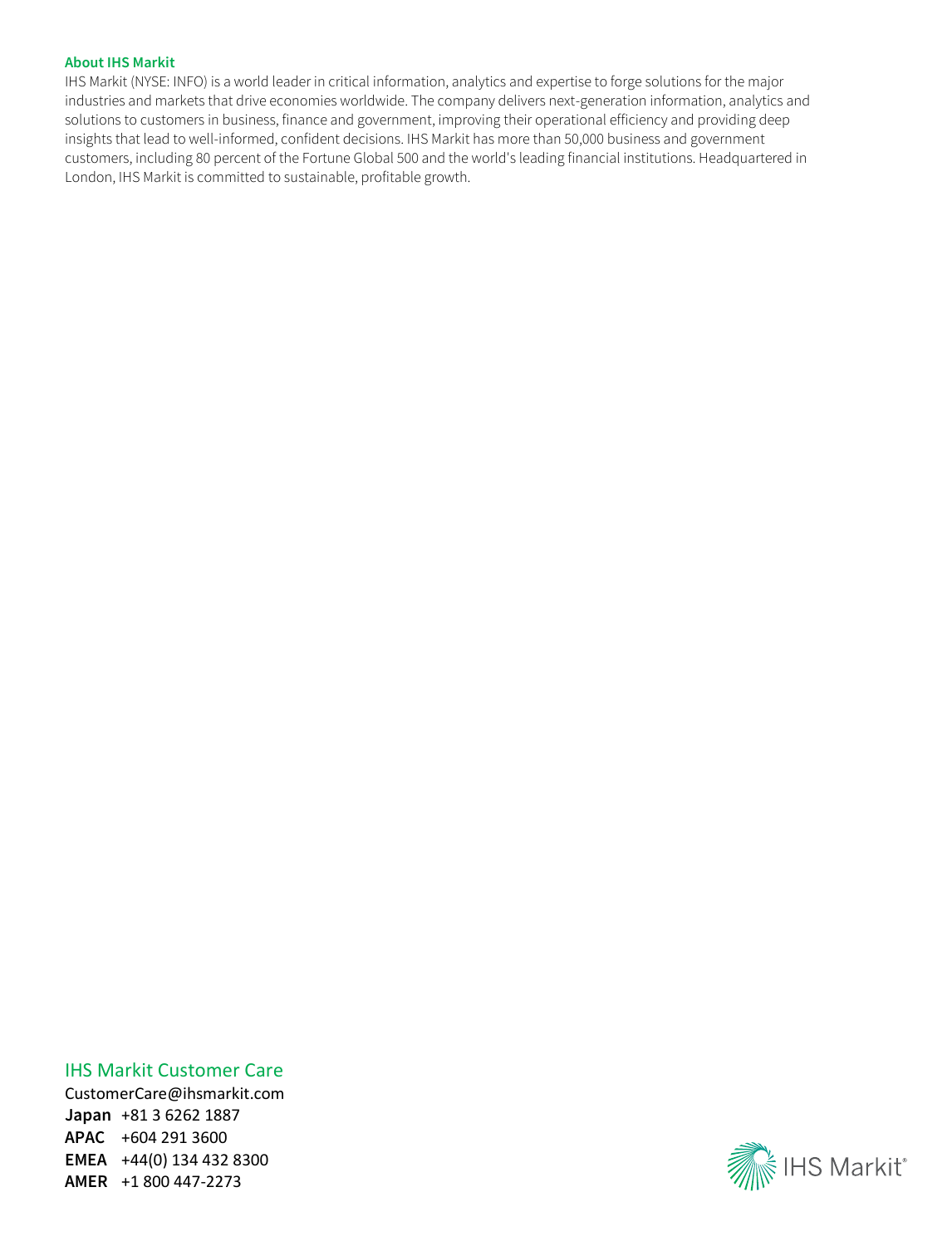**About IHS Markit**

IHS Markit (NYSE: INFO) is a world leader in critical information, analytics and expertise to forge solutions for the major industries and markets that drive economies worldwide. The company delivers next-generation information, analytics and solutions to customers in business, finance and government, improving their operational efficiency and providing deep insights that lead to well-informed, confident decisions. IHS Markit has more than 50,000 business and government customers, including 80 percent of the Fortune Global 500 and the world's leading financial institutions. Headquartered in London, IHS Markit is committed to sustainable, profitable growth.

## IHS Markit Customer Care

CustomerCare@ihsmarkit.com
**Japan** +81 3 6262 1887
**APAC** +604 291 3600
**EMEA** +44(0) 134 432 8300
**AMER** +1 800 447-2273

IHS Markit®